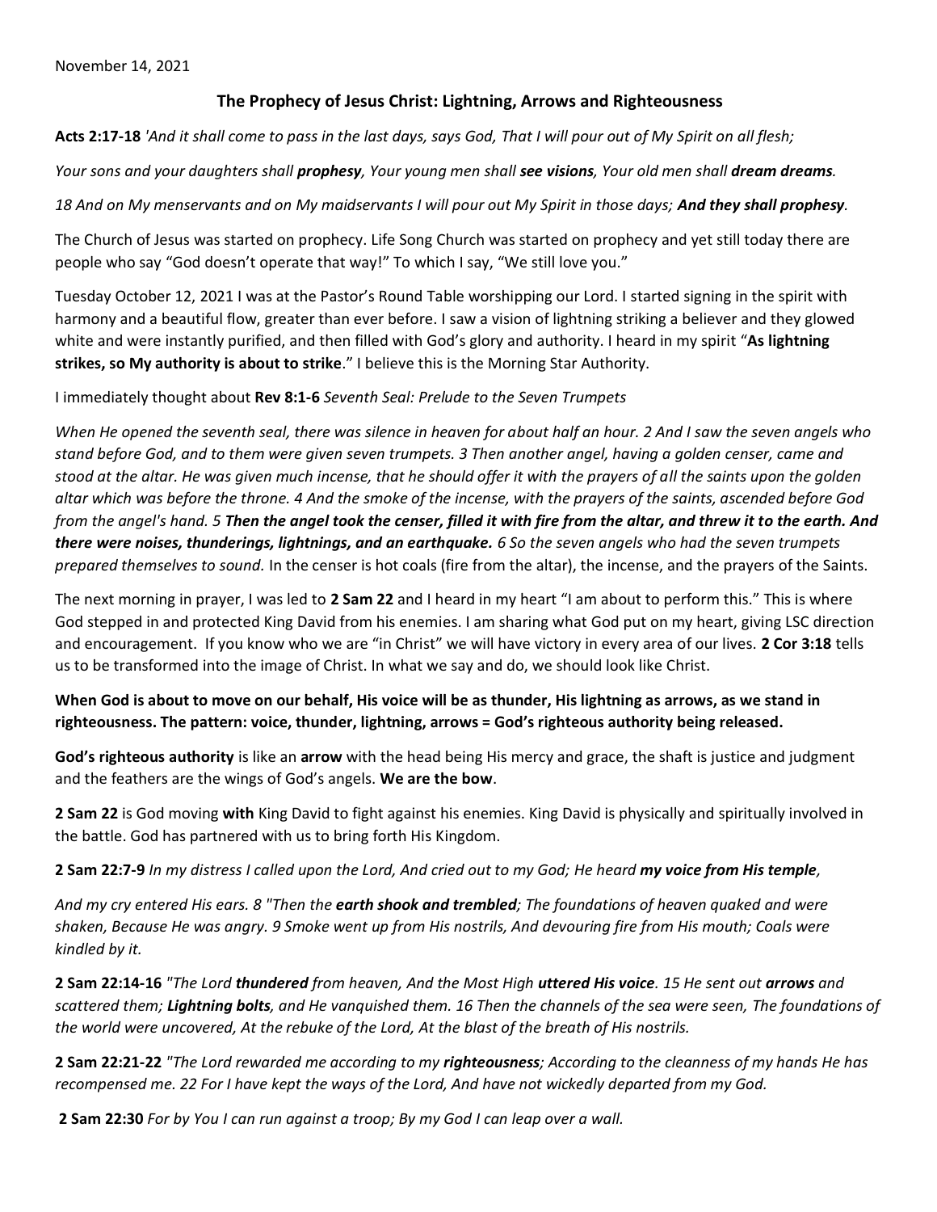November 14, 2021

## The Prophecy of Jesus Christ: Lightning, Arrows and Righteousness

**Acts 2:17-18** *'And it shall come to pass in the last days, says God, That I will pour out of My Spirit on all flesh;*

*Your sons and your daughters shall **prophesy**, Your young men shall **see visions**, Your old men shall **dream dreams**.*

*18 And on My menservants and on My maidservants I will pour out My Spirit in those days; **And they shall prophesy**.*

The Church of Jesus was started on prophecy. Life Song Church was started on prophecy and yet still today there are people who say "God doesn't operate that way!" To which I say, "We still love you."

Tuesday October 12, 2021 I was at the Pastor's Round Table worshipping our Lord. I started signing in the spirit with harmony and a beautiful flow, greater than ever before. I saw a vision of lightning striking a believer and they glowed white and were instantly purified, and then filled with God's glory and authority. I heard in my spirit "**As lightning strikes, so My authority is about to strike**." I believe this is the Morning Star Authority.

I immediately thought about **Rev 8:1-6** *Seventh Seal: Prelude to the Seven Trumpets*

*When He opened the seventh seal, there was silence in heaven for about half an hour. 2 And I saw the seven angels who stand before God, and to them were given seven trumpets. 3 Then another angel, having a golden censer, came and stood at the altar. He was given much incense, that he should offer it with the prayers of all the saints upon the golden altar which was before the throne. 4 And the smoke of the incense, with the prayers of the saints, ascended before God from the angel's hand. 5 **Then the angel took the censer, filled it with fire from the altar, and threw it to the earth. And there were noises, thunderings, lightnings, and an earthquake.** 6 So the seven angels who had the seven trumpets prepared themselves to sound.* In the censer is hot coals (fire from the altar), the incense, and the prayers of the Saints.

The next morning in prayer, I was led to **2 Sam 22** and I heard in my heart "I am about to perform this." This is where God stepped in and protected King David from his enemies. I am sharing what God put on my heart, giving LSC direction and encouragement. If you know who we are "in Christ" we will have victory in every area of our lives. **2 Cor 3:18** tells us to be transformed into the image of Christ. In what we say and do, we should look like Christ.

**When God is about to move on our behalf, His voice will be as thunder, His lightning as arrows, as we stand in righteousness. The pattern: voice, thunder, lightning, arrows = God's righteous authority being released.**

**God's righteous authority** is like an **arrow** with the head being His mercy and grace, the shaft is justice and judgment and the feathers are the wings of God's angels. **We are the bow**.

**2 Sam 22** is God moving **with** King David to fight against his enemies. King David is physically and spiritually involved in the battle. God has partnered with us to bring forth His Kingdom.

**2 Sam 22:7-9** *In my distress I called upon the Lord, And cried out to my God; He heard **my voice from His temple**,*

*And my cry entered His ears. 8 "Then the **earth shook and trembled**; The foundations of heaven quaked and were shaken, Because He was angry. 9 Smoke went up from His nostrils, And devouring fire from His mouth; Coals were kindled by it.*

**2 Sam 22:14-16** *"The Lord **thundered** from heaven, And the Most High **uttered His voice**. 15 He sent out **arrows** and scattered them; **Lightning bolts**, and He vanquished them. 16 Then the channels of the sea were seen, The foundations of the world were uncovered, At the rebuke of the Lord, At the blast of the breath of His nostrils.*

**2 Sam 22:21-22** *"The Lord rewarded me according to my **righteousness**; According to the cleanness of my hands He has recompensed me. 22 For I have kept the ways of the Lord, And have not wickedly departed from my God.*

**2 Sam 22:30** *For by You I can run against a troop; By my God I can leap over a wall.*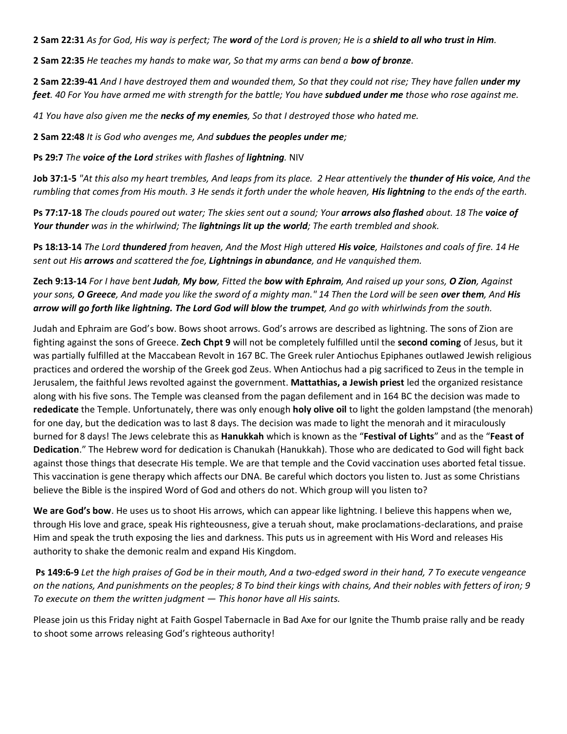**2 Sam 22:31** *As for God, His way is perfect; The* ***word*** *of the Lord is proven; He is a* ***shield to all who trust in Him****.*

**2 Sam 22:35** *He teaches my hands to make war, So that my arms can bend a* ***bow of bronze****.*

**2 Sam 22:39-41** *And I have destroyed them and wounded them, So that they could not rise; They have fallen* ***under my feet****. 40 For You have armed me with strength for the battle; You have* ***subdued under me*** *those who rose against me.*

*41 You have also given me the* ***necks of my enemies****, So that I destroyed those who hated me.*

**2 Sam 22:48** *It is God who avenges me, And* ***subdues the peoples under me****;*

**Ps 29:7** *The* ***voice of the Lord*** *strikes with flashes of* ***lightning****.* NIV

**Job 37:1-5** *"At this also my heart trembles, And leaps from its place. 2 Hear attentively the* ***thunder of His voice****, And the rumbling that comes from His mouth. 3 He sends it forth under the whole heaven,* ***His lightning*** *to the ends of the earth.*

**Ps 77:17-18** *The clouds poured out water; The skies sent out a sound; Your* ***arrows also flashed*** *about. 18 The* ***voice of Your thunder*** *was in the whirlwind; The* ***lightnings lit up the world****; The earth trembled and shook.*

**Ps 18:13-14** *The Lord* ***thundered*** *from heaven, And the Most High uttered* ***His voice****, Hailstones and coals of fire. 14 He sent out His* ***arrows*** *and scattered the foe,* ***Lightnings in abundance****, and He vanquished them.*

**Zech 9:13-14** *For I have bent* ***Judah, My bow****, Fitted the* ***bow with Ephraim****, And raised up your sons,* ***O Zion****, Against your sons,* ***O Greece****, And made you like the sword of a mighty man." 14 Then the Lord will be seen* ***over them****, And* ***His arrow will go forth like lightning. The Lord God will blow the trumpet****, And go with whirlwinds from the south.*

Judah and Ephraim are God's bow. Bows shoot arrows. God's arrows are described as lightning. The sons of Zion are fighting against the sons of Greece. **Zech Chpt 9** will not be completely fulfilled until the **second coming** of Jesus, but it was partially fulfilled at the Maccabean Revolt in 167 BC. The Greek ruler Antiochus Epiphanes outlawed Jewish religious practices and ordered the worship of the Greek god Zeus. When Antiochus had a pig sacrificed to Zeus in the temple in Jerusalem, the faithful Jews revolted against the government. **Mattathias, a Jewish priest** led the organized resistance along with his five sons. The Temple was cleansed from the pagan defilement and in 164 BC the decision was made to **rededicate** the Temple. Unfortunately, there was only enough **holy olive oil** to light the golden lampstand (the menorah) for one day, but the dedication was to last 8 days. The decision was made to light the menorah and it miraculously burned for 8 days! The Jews celebrate this as **Hanukkah** which is known as the "**Festival of Lights**" and as the "**Feast of Dedication**." The Hebrew word for dedication is Chanukah (Hanukkah). Those who are dedicated to God will fight back against those things that desecrate His temple. We are that temple and the Covid vaccination uses aborted fetal tissue. This vaccination is gene therapy which affects our DNA. Be careful which doctors you listen to. Just as some Christians believe the Bible is the inspired Word of God and others do not. Which group will you listen to?

**We are God's bow**. He uses us to shoot His arrows, which can appear like lightning. I believe this happens when we, through His love and grace, speak His righteousness, give a teruah shout, make proclamations-declarations, and praise Him and speak the truth exposing the lies and darkness. This puts us in agreement with His Word and releases His authority to shake the demonic realm and expand His Kingdom.

**Ps 149:6-9** *Let the high praises of God be in their mouth, And a two-edged sword in their hand, 7 To execute vengeance on the nations, And punishments on the peoples; 8 To bind their kings with chains, And their nobles with fetters of iron; 9 To execute on them the written judgment — This honor have all His saints.*

Please join us this Friday night at Faith Gospel Tabernacle in Bad Axe for our Ignite the Thumb praise rally and be ready to shoot some arrows releasing God's righteous authority!